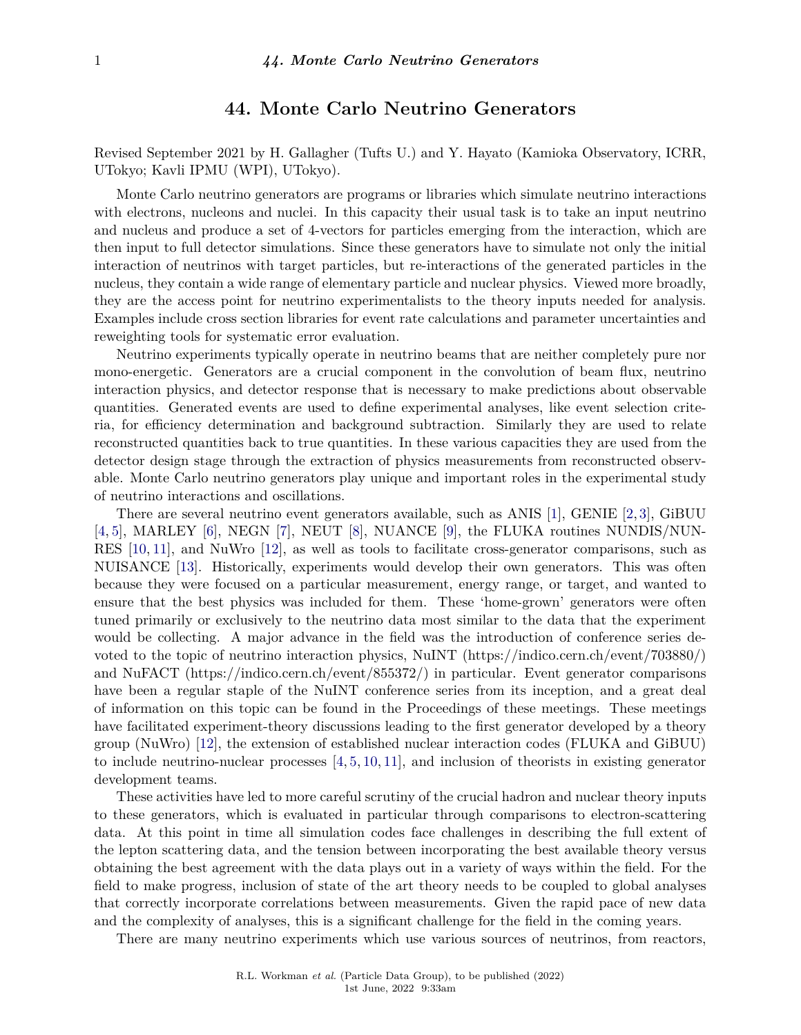# 44. Monte Carlo Neutrino Generators

Revised September 2021 by H. Gallagher (Tufts U.) and Y. Hayato (Kamioka Observatory, ICRR, UTokyo; Kavli IPMU (WPI), UTokyo).

Monte Carlo neutrino generators are programs or libraries which simulate neutrino interactions with electrons, nucleons and nuclei. In this capacity their usual task is to take an input neutrino and nucleus and produce a set of 4-vectors for particles emerging from the interaction, which are then input to full detector simulations. Since these generators have to simulate not only the initial interaction of neutrinos with target particles, but re-interactions of the generated particles in the nucleus, they contain a wide range of elementary particle and nuclear physics. Viewed more broadly, they are the access point for neutrino experimentalists to the theory inputs needed for analysis. Examples include cross section libraries for event rate calculations and parameter uncertainties and reweighting tools for systematic error evaluation.

Neutrino experiments typically operate in neutrino beams that are neither completely pure nor mono-energetic. Generators are a crucial component in the convolution of beam flux, neutrino interaction physics, and detector response that is necessary to make predictions about observable quantities. Generated events are used to define experimental analyses, like event selection criteria, for efficiency determination and background subtraction. Similarly they are used to relate reconstructed quantities back to true quantities. In these various capacities they are used from the detector design stage through the extraction of physics measurements from reconstructed observable. Monte Carlo neutrino generators play unique and important roles in the experimental study of neutrino interactions and oscillations.

There are several neutrino event generators available, such as ANIS [1], GENIE [2,3], GiBUU [4,5], MARLEY [6], NEGN [7], NEUT [8], NUANCE [9], the FLUKA routines NUNDIS/NUNRES [10,11], and NuWro [12], as well as tools to facilitate cross-generator comparisons, such as NUISANCE [13]. Historically, experiments would develop their own generators. This was often because they were focused on a particular measurement, energy range, or target, and wanted to ensure that the best physics was included for them. These 'home-grown' generators were often tuned primarily or exclusively to the neutrino data most similar to the data that the experiment would be collecting. A major advance in the field was the introduction of conference series devoted to the topic of neutrino interaction physics, NuINT (https://indico.cern.ch/event/703880/) and NuFACT (https://indico.cern.ch/event/855372/) in particular. Event generator comparisons have been a regular staple of the NuINT conference series from its inception, and a great deal of information on this topic can be found in the Proceedings of these meetings. These meetings have facilitated experiment-theory discussions leading to the first generator developed by a theory group (NuWro) [12], the extension of established nuclear interaction codes (FLUKA and GiBUU) to include neutrino-nuclear processes [4,5,10,11], and inclusion of theorists in existing generator development teams.

These activities have led to more careful scrutiny of the crucial hadron and nuclear theory inputs to these generators, which is evaluated in particular through comparisons to electron-scattering data. At this point in time all simulation codes face challenges in describing the full extent of the lepton scattering data, and the tension between incorporating the best available theory versus obtaining the best agreement with the data plays out in a variety of ways within the field. For the field to make progress, inclusion of state of the art theory needs to be coupled to global analyses that correctly incorporate correlations between measurements. Given the rapid pace of new data and the complexity of analyses, this is a significant challenge for the field in the coming years.

There are many neutrino experiments which use various sources of neutrinos, from reactors,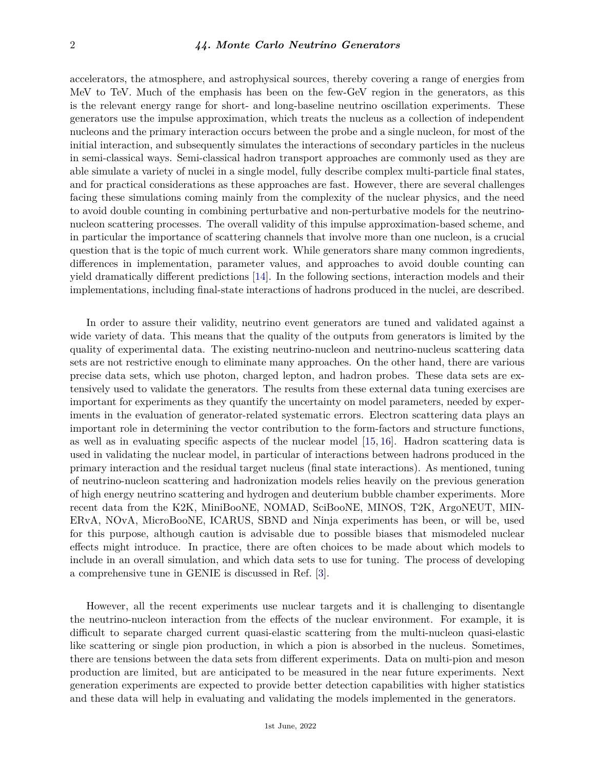accelerators, the atmosphere, and astrophysical sources, thereby covering a range of energies from MeV to TeV. Much of the emphasis has been on the few-GeV region in the generators, as this is the relevant energy range for short- and long-baseline neutrino oscillation experiments. These generators use the impulse approximation, which treats the nucleus as a collection of independent nucleons and the primary interaction occurs between the probe and a single nucleon, for most of the initial interaction, and subsequently simulates the interactions of secondary particles in the nucleus in semi-classical ways. Semi-classical hadron transport approaches are commonly used as they are able simulate a variety of nuclei in a single model, fully describe complex multi-particle final states, and for practical considerations as these approaches are fast. However, there are several challenges facing these simulations coming mainly from the complexity of the nuclear physics, and the need to avoid double counting in combining perturbative and non-perturbative models for the neutrino-nucleon scattering processes. The overall validity of this impulse approximation-based scheme, and in particular the importance of scattering channels that involve more than one nucleon, is a crucial question that is the topic of much current work. While generators share many common ingredients, differences in implementation, parameter values, and approaches to avoid double counting can yield dramatically different predictions [14]. In the following sections, interaction models and their implementations, including final-state interactions of hadrons produced in the nuclei, are described.

In order to assure their validity, neutrino event generators are tuned and validated against a wide variety of data. This means that the quality of the outputs from generators is limited by the quality of experimental data. The existing neutrino-nucleon and neutrino-nucleus scattering data sets are not restrictive enough to eliminate many approaches. On the other hand, there are various precise data sets, which use photon, charged lepton, and hadron probes. These data sets are extensively used to validate the generators. The results from these external data tuning exercises are important for experiments as they quantify the uncertainty on model parameters, needed by experiments in the evaluation of generator-related systematic errors. Electron scattering data plays an important role in determining the vector contribution to the form-factors and structure functions, as well as in evaluating specific aspects of the nuclear model [15, 16]. Hadron scattering data is used in validating the nuclear model, in particular of interactions between hadrons produced in the primary interaction and the residual target nucleus (final state interactions). As mentioned, tuning of neutrino-nucleon scattering and hadronization models relies heavily on the previous generation of high energy neutrino scattering and hydrogen and deuterium bubble chamber experiments. More recent data from the K2K, MiniBooNE, NOMAD, SciBooNE, MINOS, T2K, ArgoNEUT, MINERvA, NOvA, MicroBooNE, ICARUS, SBND and Ninja experiments has been, or will be, used for this purpose, although caution is advisable due to possible biases that mismodeled nuclear effects might introduce. In practice, there are often choices to be made about which models to include in an overall simulation, and which data sets to use for tuning. The process of developing a comprehensive tune in GENIE is discussed in Ref. [3].

However, all the recent experiments use nuclear targets and it is challenging to disentangle the neutrino-nucleon interaction from the effects of the nuclear environment. For example, it is difficult to separate charged current quasi-elastic scattering from the multi-nucleon quasi-elastic like scattering or single pion production, in which a pion is absorbed in the nucleus. Sometimes, there are tensions between the data sets from different experiments. Data on multi-pion and meson production are limited, but are anticipated to be measured in the near future experiments. Next generation experiments are expected to provide better detection capabilities with higher statistics and these data will help in evaluating and validating the models implemented in the generators.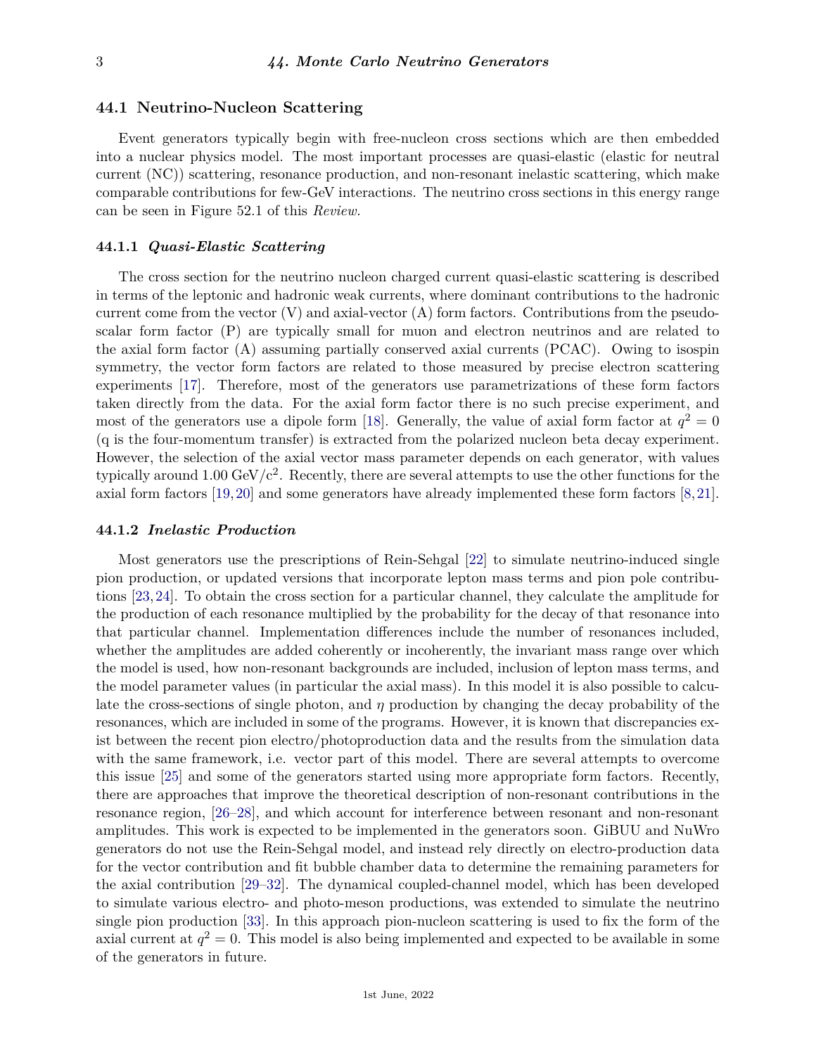## 44.1 Neutrino-Nucleon Scattering

Event generators typically begin with free-nucleon cross sections which are then embedded into a nuclear physics model. The most important processes are quasi-elastic (elastic for neutral current (NC)) scattering, resonance production, and non-resonant inelastic scattering, which make comparable contributions for few-GeV interactions. The neutrino cross sections in this energy range can be seen in Figure 52.1 of this *Review.*

### 44.1.1 *Quasi-Elastic Scattering*

The cross section for the neutrino nucleon charged current quasi-elastic scattering is described in terms of the leptonic and hadronic weak currents, where dominant contributions to the hadronic current come from the vector (V) and axial-vector (A) form factors. Contributions from the pseudo-scalar form factor (P) are typically small for muon and electron neutrinos and are related to the axial form factor (A) assuming partially conserved axial currents (PCAC). Owing to isospin symmetry, the vector form factors are related to those measured by precise electron scattering experiments [17]. Therefore, most of the generators use parametrizations of these form factors taken directly from the data. For the axial form factor there is no such precise experiment, and most of the generators use a dipole form [18]. Generally, the value of axial form factor at $q^2 = 0$ (q is the four-momentum transfer) is extracted from the polarized nucleon beta decay experiment. However, the selection of the axial vector mass parameter depends on each generator, with values typically around 1.00 GeV/c$^2$. Recently, there are several attempts to use the other functions for the axial form factors [19, 20] and some generators have already implemented these form factors [8, 21].

### 44.1.2 *Inelastic Production*

Most generators use the prescriptions of Rein-Sehgal [22] to simulate neutrino-induced single pion production, or updated versions that incorporate lepton mass terms and pion pole contributions [23, 24]. To obtain the cross section for a particular channel, they calculate the amplitude for the production of each resonance multiplied by the probability for the decay of that resonance into that particular channel. Implementation differences include the number of resonances included, whether the amplitudes are added coherently or incoherently, the invariant mass range over which the model is used, how non-resonant backgrounds are included, inclusion of lepton mass terms, and the model parameter values (in particular the axial mass). In this model it is also possible to calculate the cross-sections of single photon, and $\eta$ production by changing the decay probability of the resonances, which are included in some of the programs. However, it is known that discrepancies exist between the recent pion electro/photoproduction data and the results from the simulation data with the same framework, i.e. vector part of this model. There are several attempts to overcome this issue [25] and some of the generators started using more appropriate form factors. Recently, there are approaches that improve the theoretical description of non-resonant contributions in the resonance region, [26–28], and which account for interference between resonant and non-resonant amplitudes. This work is expected to be implemented in the generators soon. GiBUU and NuWro generators do not use the Rein-Sehgal model, and instead rely directly on electro-production data for the vector contribution and fit bubble chamber data to determine the remaining parameters for the axial contribution [29–32]. The dynamical coupled-channel model, which has been developed to simulate various electro- and photo-meson productions, was extended to simulate the neutrino single pion production [33]. In this approach pion-nucleon scattering is used to fix the form of the axial current at $q^2 = 0$. This model is also being implemented and expected to be available in some of the generators in future.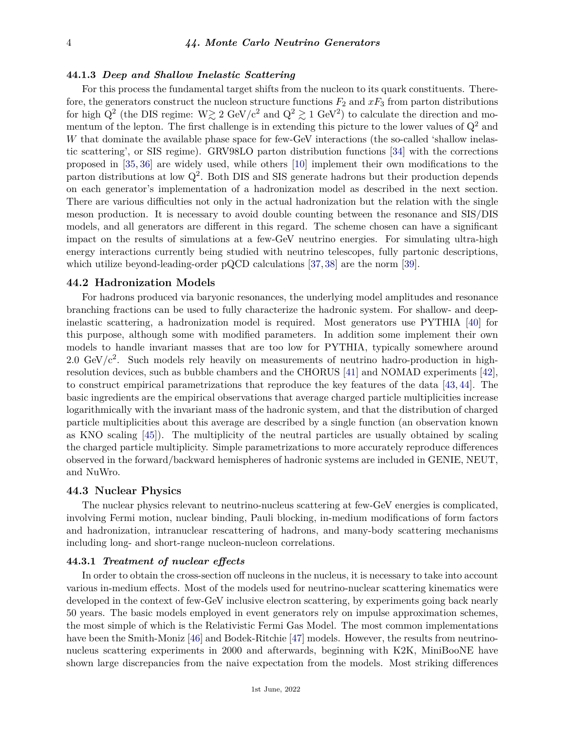### 44.1.3 *Deep and Shallow Inelastic Scattering*

For this process the fundamental target shifts from the nucleon to its quark constituents. Therefore, the generators construct the nucleon structure functions $F_2$ and $xF_3$ from parton distributions for high $Q^2$ (the DIS regime: $W \gtrsim 2$ GeV/$c^2$ and $Q^2 \gtrsim 1$ GeV$^2$) to calculate the direction and momentum of the lepton. The first challenge is in extending this picture to the lower values of $Q^2$ and $W$ that dominate the available phase space for few-GeV interactions (the so-called 'shallow inelastic scattering', or SIS regime). GRV98LO parton distribution functions [34] with the corrections proposed in [35, 36] are widely used, while others [10] implement their own modifications to the parton distributions at low $Q^2$. Both DIS and SIS generate hadrons but their production depends on each generator's implementation of a hadronization model as described in the next section. There are various difficulties not only in the actual hadronization but the relation with the single meson production. It is necessary to avoid double counting between the resonance and SIS/DIS models, and all generators are different in this regard. The scheme chosen can have a significant impact on the results of simulations at a few-GeV neutrino energies. For simulating ultra-high energy interactions currently being studied with neutrino telescopes, fully partonic descriptions, which utilize beyond-leading-order pQCD calculations [37, 38] are the norm [39].

## 44.2 Hadronization Models

For hadrons produced via baryonic resonances, the underlying model amplitudes and resonance branching fractions can be used to fully characterize the hadronic system. For shallow- and deep-inelastic scattering, a hadronization model is required. Most generators use PYTHIA [40] for this purpose, although some with modified parameters. In addition some implement their own models to handle invariant masses that are too low for PYTHIA, typically somewhere around 2.0 GeV/$c^2$. Such models rely heavily on measurements of neutrino hadro-production in high-resolution devices, such as bubble chambers and the CHORUS [41] and NOMAD experiments [42], to construct empirical parametrizations that reproduce the key features of the data [43, 44]. The basic ingredients are the empirical observations that average charged particle multiplicities increase logarithmically with the invariant mass of the hadronic system, and that the distribution of charged particle multiplicities about this average are described by a single function (an observation known as KNO scaling [45]). The multiplicity of the neutral particles are usually obtained by scaling the charged particle multiplicity. Simple parametrizations to more accurately reproduce differences observed in the forward/backward hemispheres of hadronic systems are included in GENIE, NEUT, and NuWro.

## 44.3 Nuclear Physics

The nuclear physics relevant to neutrino-nucleus scattering at few-GeV energies is complicated, involving Fermi motion, nuclear binding, Pauli blocking, in-medium modifications of form factors and hadronization, intranuclear rescattering of hadrons, and many-body scattering mechanisms including long- and short-range nucleon-nucleon correlations.

### 44.3.1 *Treatment of nuclear effects*

In order to obtain the cross-section off nucleons in the nucleus, it is necessary to take into account various in-medium effects. Most of the models used for neutrino-nuclear scattering kinematics were developed in the context of few-GeV inclusive electron scattering, by experiments going back nearly 50 years. The basic models employed in event generators rely on impulse approximation schemes, the most simple of which is the Relativistic Fermi Gas Model. The most common implementations have been the Smith-Moniz [46] and Bodek-Ritchie [47] models. However, the results from neutrino-nucleus scattering experiments in 2000 and afterwards, beginning with K2K, MiniBooNE have shown large discrepancies from the naive expectation from the models. Most striking differences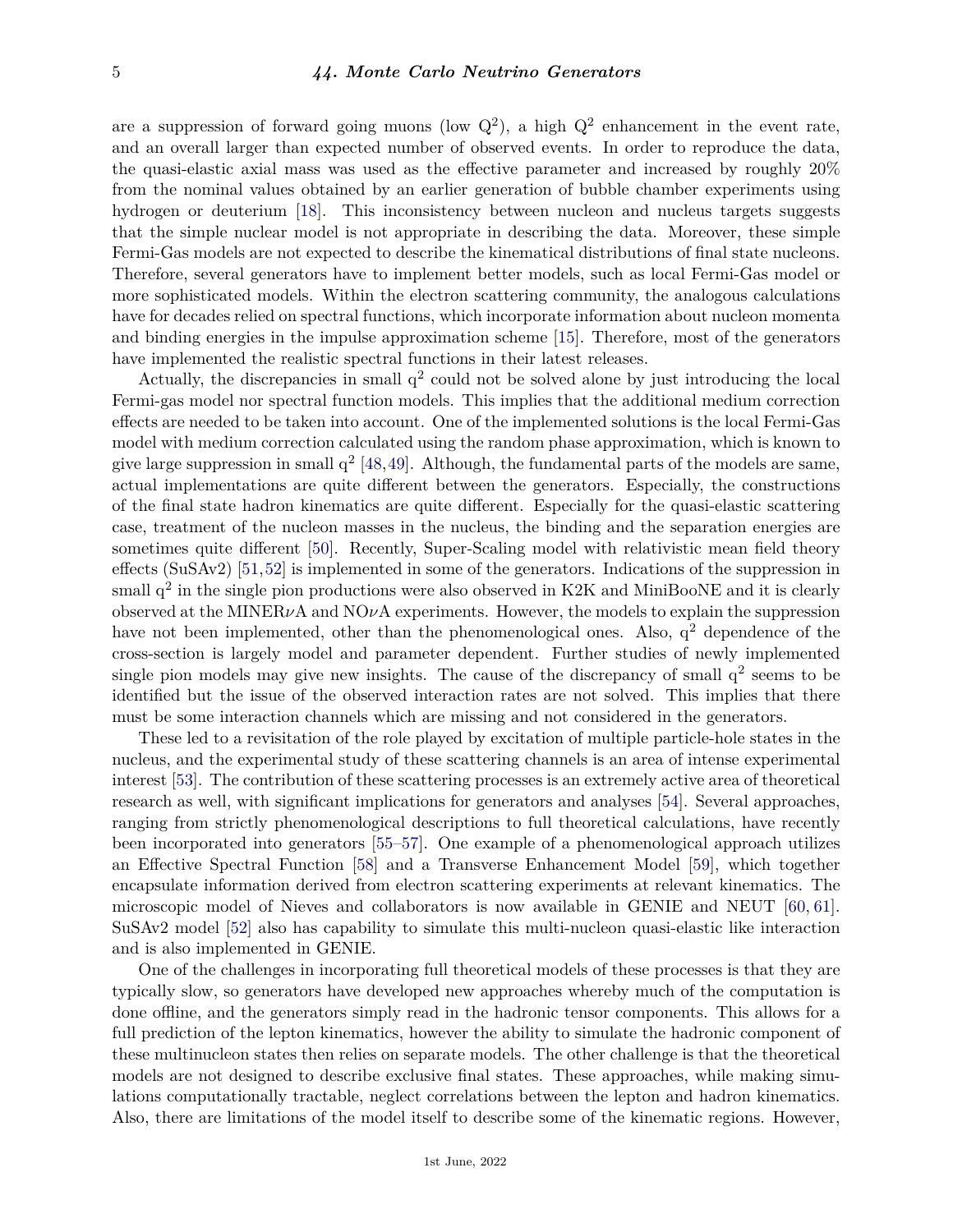are a suppression of forward going muons (low $Q^2$), a high $Q^2$ enhancement in the event rate, and an overall larger than expected number of observed events. In order to reproduce the data, the quasi-elastic axial mass was used as the effective parameter and increased by roughly 20% from the nominal values obtained by an earlier generation of bubble chamber experiments using hydrogen or deuterium [18]. This inconsistency between nucleon and nucleus targets suggests that the simple nuclear model is not appropriate in describing the data. Moreover, these simple Fermi-Gas models are not expected to describe the kinematical distributions of final state nucleons. Therefore, several generators have to implement better models, such as local Fermi-Gas model or more sophisticated models. Within the electron scattering community, the analogous calculations have for decades relied on spectral functions, which incorporate information about nucleon momenta and binding energies in the impulse approximation scheme [15]. Therefore, most of the generators have implemented the realistic spectral functions in their latest releases.

Actually, the discrepancies in small $q^2$ could not be solved alone by just introducing the local Fermi-gas model nor spectral function models. This implies that the additional medium correction effects are needed to be taken into account. One of the implemented solutions is the local Fermi-Gas model with medium correction calculated using the random phase approximation, which is known to give large suppression in small $q^2$ [48,49]. Although, the fundamental parts of the models are same, actual implementations are quite different between the generators. Especially, the constructions of the final state hadron kinematics are quite different. Especially for the quasi-elastic scattering case, treatment of the nucleon masses in the nucleus, the binding and the separation energies are sometimes quite different [50]. Recently, Super-Scaling model with relativistic mean field theory effects (SuSAv2) [51,52] is implemented in some of the generators. Indications of the suppression in small $q^2$ in the single pion productions were also observed in K2K and MiniBooNE and it is clearly observed at the MINER$\nu$A and NO$\nu$A experiments. However, the models to explain the suppression have not been implemented, other than the phenomenological ones. Also, $q^2$ dependence of the cross-section is largely model and parameter dependent. Further studies of newly implemented single pion models may give new insights. The cause of the discrepancy of small $q^2$ seems to be identified but the issue of the observed interaction rates are not solved. This implies that there must be some interaction channels which are missing and not considered in the generators.

These led to a revisitation of the role played by excitation of multiple particle-hole states in the nucleus, and the experimental study of these scattering channels is an area of intense experimental interest [53]. The contribution of these scattering processes is an extremely active area of theoretical research as well, with significant implications for generators and analyses [54]. Several approaches, ranging from strictly phenomenological descriptions to full theoretical calculations, have recently been incorporated into generators [55–57]. One example of a phenomenological approach utilizes an Effective Spectral Function [58] and a Transverse Enhancement Model [59], which together encapsulate information derived from electron scattering experiments at relevant kinematics. The microscopic model of Nieves and collaborators is now available in GENIE and NEUT [60, 61]. SuSAv2 model [52] also has capability to simulate this multi-nucleon quasi-elastic like interaction and is also implemented in GENIE.

One of the challenges in incorporating full theoretical models of these processes is that they are typically slow, so generators have developed new approaches whereby much of the computation is done offline, and the generators simply read in the hadronic tensor components. This allows for a full prediction of the lepton kinematics, however the ability to simulate the hadronic component of these multinucleon states then relies on separate models. The other challenge is that the theoretical models are not designed to describe exclusive final states. These approaches, while making simulations computationally tractable, neglect correlations between the lepton and hadron kinematics. Also, there are limitations of the model itself to describe some of the kinematic regions. However,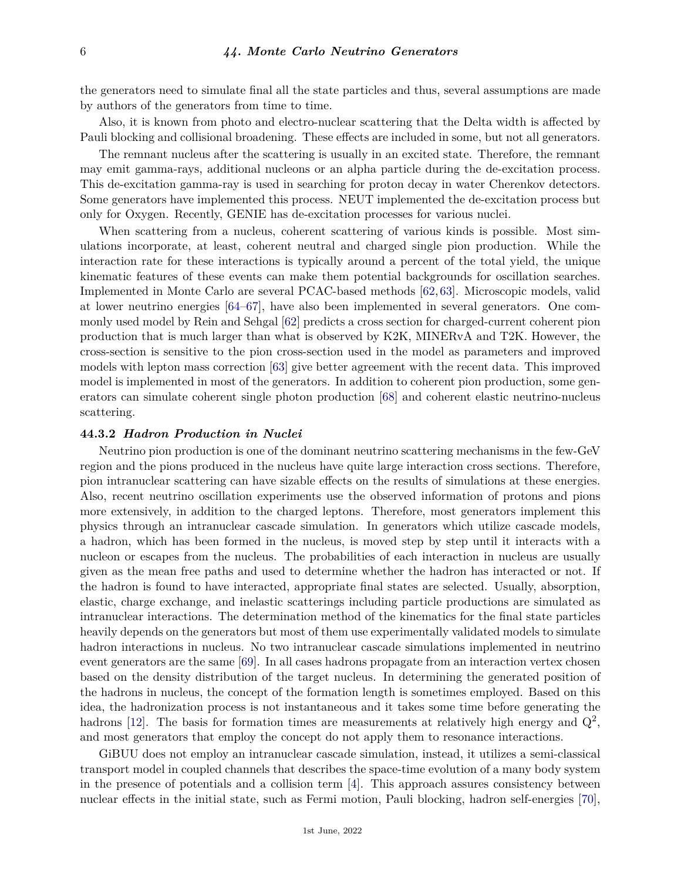the generators need to simulate final all the state particles and thus, several assumptions are made by authors of the generators from time to time.

Also, it is known from photo and electro-nuclear scattering that the Delta width is affected by Pauli blocking and collisional broadening. These effects are included in some, but not all generators.

The remnant nucleus after the scattering is usually in an excited state. Therefore, the remnant may emit gamma-rays, additional nucleons or an alpha particle during the de-excitation process. This de-excitation gamma-ray is used in searching for proton decay in water Cherenkov detectors. Some generators have implemented this process. NEUT implemented the de-excitation process but only for Oxygen. Recently, GENIE has de-excitation processes for various nuclei.

When scattering from a nucleus, coherent scattering of various kinds is possible. Most simulations incorporate, at least, coherent neutral and charged single pion production. While the interaction rate for these interactions is typically around a percent of the total yield, the unique kinematic features of these events can make them potential backgrounds for oscillation searches. Implemented in Monte Carlo are several PCAC-based methods [62,63]. Microscopic models, valid at lower neutrino energies [64–67], have also been implemented in several generators. One commonly used model by Rein and Sehgal [62] predicts a cross section for charged-current coherent pion production that is much larger than what is observed by K2K, MINERvA and T2K. However, the cross-section is sensitive to the pion cross-section used in the model as parameters and improved models with lepton mass correction [63] give better agreement with the recent data. This improved model is implemented in most of the generators. In addition to coherent pion production, some generators can simulate coherent single photon production [68] and coherent elastic neutrino-nucleus scattering.

### 44.3.2 *Hadron Production in Nuclei*

Neutrino pion production is one of the dominant neutrino scattering mechanisms in the few-GeV region and the pions produced in the nucleus have quite large interaction cross sections. Therefore, pion intranuclear scattering can have sizable effects on the results of simulations at these energies. Also, recent neutrino oscillation experiments use the observed information of protons and pions more extensively, in addition to the charged leptons. Therefore, most generators implement this physics through an intranuclear cascade simulation. In generators which utilize cascade models, a hadron, which has been formed in the nucleus, is moved step by step until it interacts with a nucleon or escapes from the nucleus. The probabilities of each interaction in nucleus are usually given as the mean free paths and used to determine whether the hadron has interacted or not. If the hadron is found to have interacted, appropriate final states are selected. Usually, absorption, elastic, charge exchange, and inelastic scatterings including particle productions are simulated as intranuclear interactions. The determination method of the kinematics for the final state particles heavily depends on the generators but most of them use experimentally validated models to simulate hadron interactions in nucleus. No two intranuclear cascade simulations implemented in neutrino event generators are the same [69]. In all cases hadrons propagate from an interaction vertex chosen based on the density distribution of the target nucleus. In determining the generated position of the hadrons in nucleus, the concept of the formation length is sometimes employed. Based on this idea, the hadronization process is not instantaneous and it takes some time before generating the hadrons [12]. The basis for formation times are measurements at relatively high energy and $Q^2$, and most generators that employ the concept do not apply them to resonance interactions.

GiBUU does not employ an intranuclear cascade simulation, instead, it utilizes a semi-classical transport model in coupled channels that describes the space-time evolution of a many body system in the presence of potentials and a collision term [4]. This approach assures consistency between nuclear effects in the initial state, such as Fermi motion, Pauli blocking, hadron self-energies [70],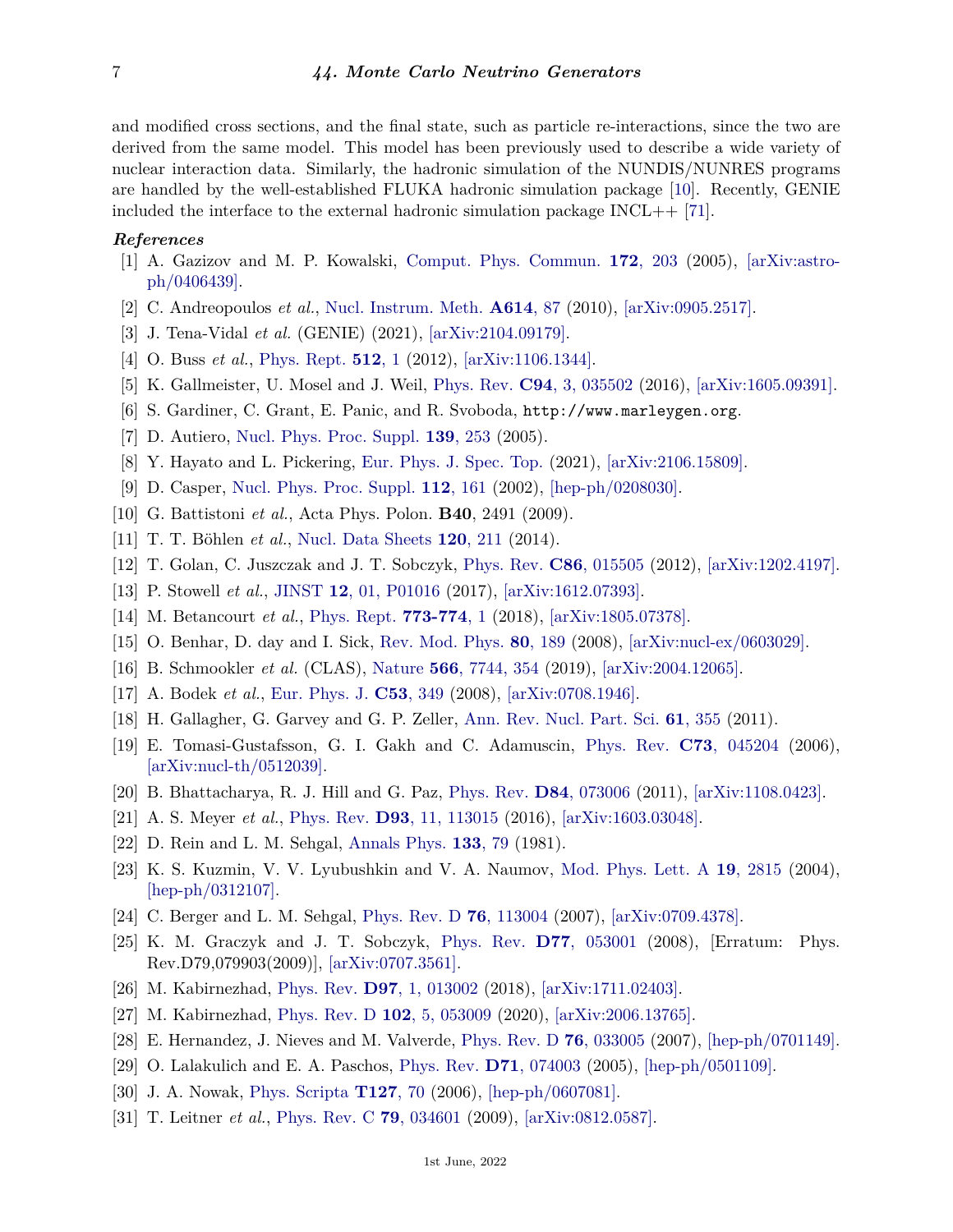and modified cross sections, and the final state, such as particle re-interactions, since the two are derived from the same model. This model has been previously used to describe a wide variety of nuclear interaction data. Similarly, the hadronic simulation of the NUNDIS/NUNRES programs are handled by the well-established FLUKA hadronic simulation package [10]. Recently, GENIE included the interface to the external hadronic simulation package INCL++ [71].

### *References*

[1] A. Gazizov and M. P. Kowalski, Comput. Phys. Commun. **172**, 203 (2005), [arXiv:astro-ph/0406439].

[2] C. Andreopoulos *et al.*, Nucl. Instrum. Meth. **A614**, 87 (2010), [arXiv:0905.2517].

[3] J. Tena-Vidal *et al.* (GENIE) (2021), [arXiv:2104.09179].

[4] O. Buss *et al.*, Phys. Rept. **512**, 1 (2012), [arXiv:1106.1344].

[5] K. Gallmeister, U. Mosel and J. Weil, Phys. Rev. **C94**, 3, 035502 (2016), [arXiv:1605.09391].

[6] S. Gardiner, C. Grant, E. Panic, and R. Svoboda, `http://www.marleygen.org`.

[7] D. Autiero, Nucl. Phys. Proc. Suppl. **139**, 253 (2005).

[8] Y. Hayato and L. Pickering, Eur. Phys. J. Spec. Top. (2021), [arXiv:2106.15809].

[9] D. Casper, Nucl. Phys. Proc. Suppl. **112**, 161 (2002), [hep-ph/0208030].

[10] G. Battistoni *et al.*, Acta Phys. Polon. **B40**, 2491 (2009).

[11] T. T. Böhlen *et al.*, Nucl. Data Sheets **120**, 211 (2014).

[12] T. Golan, C. Juszczak and J. T. Sobczyk, Phys. Rev. **C86**, 015505 (2012), [arXiv:1202.4197].

[13] P. Stowell *et al.*, JINST **12**, 01, P01016 (2017), [arXiv:1612.07393].

[14] M. Betancourt *et al.*, Phys. Rept. **773-774**, 1 (2018), [arXiv:1805.07378].

[15] O. Benhar, D. day and I. Sick, Rev. Mod. Phys. **80**, 189 (2008), [arXiv:nucl-ex/0603029].

[16] B. Schmookler *et al.* (CLAS), Nature **566**, 7744, 354 (2019), [arXiv:2004.12065].

[17] A. Bodek *et al.*, Eur. Phys. J. **C53**, 349 (2008), [arXiv:0708.1946].

[18] H. Gallagher, G. Garvey and G. P. Zeller, Ann. Rev. Nucl. Part. Sci. **61**, 355 (2011).

[19] E. Tomasi-Gustafsson, G. I. Gakh and C. Adamuscin, Phys. Rev. **C73**, 045204 (2006), [arXiv:nucl-th/0512039].

[20] B. Bhattacharya, R. J. Hill and G. Paz, Phys. Rev. **D84**, 073006 (2011), [arXiv:1108.0423].

[21] A. S. Meyer *et al.*, Phys. Rev. **D93**, 11, 113015 (2016), [arXiv:1603.03048].

[22] D. Rein and L. M. Sehgal, Annals Phys. **133**, 79 (1981).

[23] K. S. Kuzmin, V. V. Lyubushkin and V. A. Naumov, Mod. Phys. Lett. A **19**, 2815 (2004), [hep-ph/0312107].

[24] C. Berger and L. M. Sehgal, Phys. Rev. D **76**, 113004 (2007), [arXiv:0709.4378].

[25] K. M. Graczyk and J. T. Sobczyk, Phys. Rev. **D77**, 053001 (2008), [Erratum: Phys. Rev.D79,079903(2009)], [arXiv:0707.3561].

[26] M. Kabirnezhad, Phys. Rev. **D97**, 1, 013002 (2018), [arXiv:1711.02403].

[27] M. Kabirnezhad, Phys. Rev. D **102**, 5, 053009 (2020), [arXiv:2006.13765].

[28] E. Hernandez, J. Nieves and M. Valverde, Phys. Rev. D **76**, 033005 (2007), [hep-ph/0701149].

[29] O. Lalakulich and E. A. Paschos, Phys. Rev. **D71**, 074003 (2005), [hep-ph/0501109].

[30] J. A. Nowak, Phys. Scripta **T127**, 70 (2006), [hep-ph/0607081].

[31] T. Leitner *et al.*, Phys. Rev. C **79**, 034601 (2009), [arXiv:0812.0587].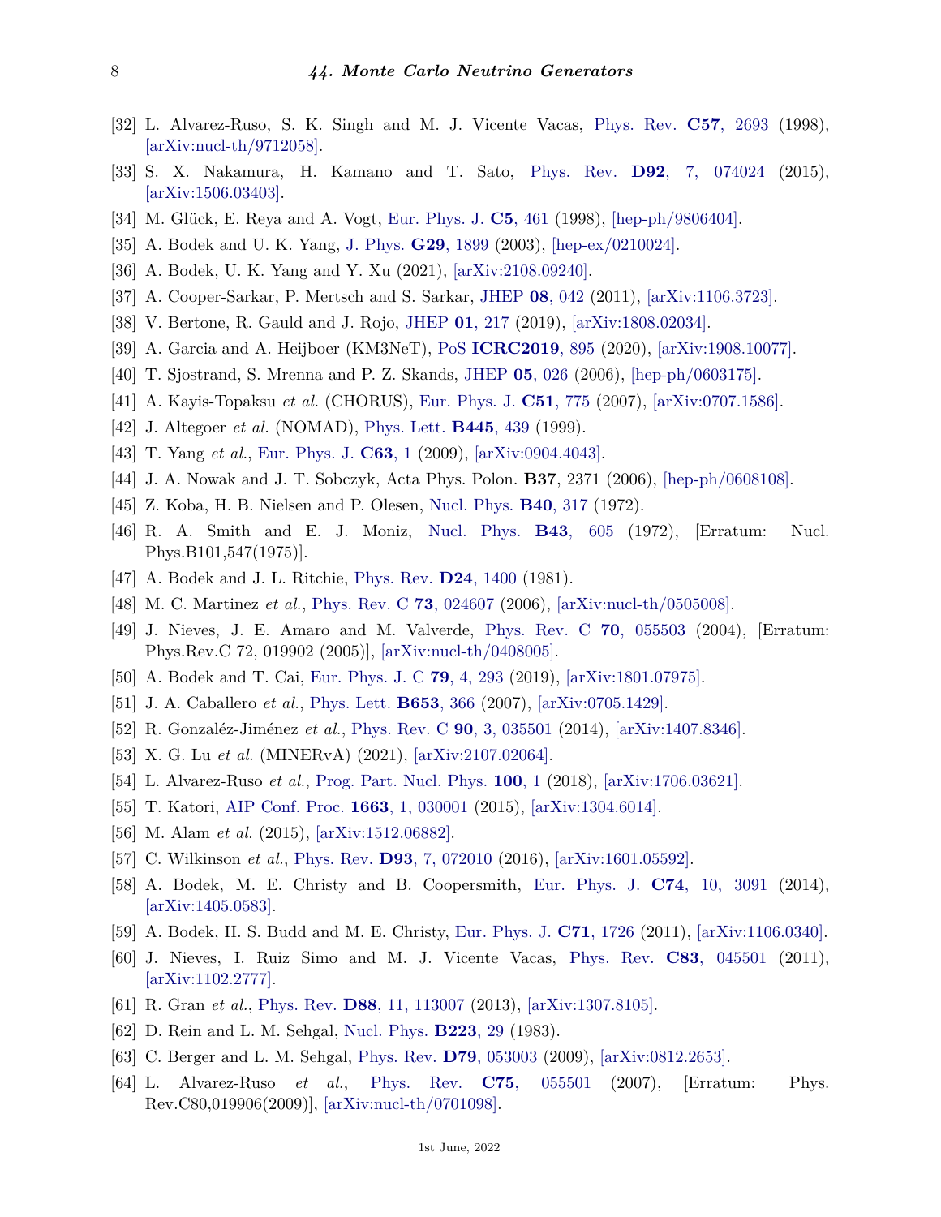[32] L. Alvarez-Ruso, S. K. Singh and M. J. Vicente Vacas, Phys. Rev. **C57**, 2693 (1998), [arXiv:nucl-th/9712058].

[33] S. X. Nakamura, H. Kamano and T. Sato, Phys. Rev. **D92**, 7, 074024 (2015), [arXiv:1506.03403].

[34] M. Glück, E. Reya and A. Vogt, Eur. Phys. J. **C5**, 461 (1998), [hep-ph/9806404].

[35] A. Bodek and U. K. Yang, J. Phys. **G29**, 1899 (2003), [hep-ex/0210024].

[36] A. Bodek, U. K. Yang and Y. Xu (2021), [arXiv:2108.09240].

[37] A. Cooper-Sarkar, P. Mertsch and S. Sarkar, JHEP **08**, 042 (2011), [arXiv:1106.3723].

[38] V. Bertone, R. Gauld and J. Rojo, JHEP **01**, 217 (2019), [arXiv:1808.02034].

[39] A. Garcia and A. Heijboer (KM3NeT), PoS **ICRC2019**, 895 (2020), [arXiv:1908.10077].

[40] T. Sjostrand, S. Mrenna and P. Z. Skands, JHEP **05**, 026 (2006), [hep-ph/0603175].

[41] A. Kayis-Topaksu *et al.* (CHORUS), Eur. Phys. J. **C51**, 775 (2007), [arXiv:0707.1586].

[42] J. Altegoer *et al.* (NOMAD), Phys. Lett. **B445**, 439 (1999).

[43] T. Yang *et al.*, Eur. Phys. J. **C63**, 1 (2009), [arXiv:0904.4043].

[44] J. A. Nowak and J. T. Sobczyk, Acta Phys. Polon. **B37**, 2371 (2006), [hep-ph/0608108].

[45] Z. Koba, H. B. Nielsen and P. Olesen, Nucl. Phys. **B40**, 317 (1972).

[46] R. A. Smith and E. J. Moniz, Nucl. Phys. **B43**, 605 (1972), [Erratum: Nucl. Phys.B101,547(1975)].

[47] A. Bodek and J. L. Ritchie, Phys. Rev. **D24**, 1400 (1981).

[48] M. C. Martinez *et al.*, Phys. Rev. C **73**, 024607 (2006), [arXiv:nucl-th/0505008].

[49] J. Nieves, J. E. Amaro and M. Valverde, Phys. Rev. C **70**, 055503 (2004), [Erratum: Phys.Rev.C 72, 019902 (2005)], [arXiv:nucl-th/0408005].

[50] A. Bodek and T. Cai, Eur. Phys. J. C **79**, 4, 293 (2019), [arXiv:1801.07975].

[51] J. A. Caballero *et al.*, Phys. Lett. **B653**, 366 (2007), [arXiv:0705.1429].

[52] R. Gonzaléz-Jiménez *et al.*, Phys. Rev. C **90**, 3, 035501 (2014), [arXiv:1407.8346].

[53] X. G. Lu *et al.* (MINERvA) (2021), [arXiv:2107.02064].

[54] L. Alvarez-Ruso *et al.*, Prog. Part. Nucl. Phys. **100**, 1 (2018), [arXiv:1706.03621].

[55] T. Katori, AIP Conf. Proc. **1663**, 1, 030001 (2015), [arXiv:1304.6014].

[56] M. Alam *et al.* (2015), [arXiv:1512.06882].

[57] C. Wilkinson *et al.*, Phys. Rev. **D93**, 7, 072010 (2016), [arXiv:1601.05592].

[58] A. Bodek, M. E. Christy and B. Coopersmith, Eur. Phys. J. **C74**, 10, 3091 (2014), [arXiv:1405.0583].

[59] A. Bodek, H. S. Budd and M. E. Christy, Eur. Phys. J. **C71**, 1726 (2011), [arXiv:1106.0340].

[60] J. Nieves, I. Ruiz Simo and M. J. Vicente Vacas, Phys. Rev. **C83**, 045501 (2011), [arXiv:1102.2777].

[61] R. Gran *et al.*, Phys. Rev. **D88**, 11, 113007 (2013), [arXiv:1307.8105].

[62] D. Rein and L. M. Sehgal, Nucl. Phys. **B223**, 29 (1983).

[63] C. Berger and L. M. Sehgal, Phys. Rev. **D79**, 053003 (2009), [arXiv:0812.2653].

[64] L. Alvarez-Ruso *et al.*, Phys. Rev. **C75**, 055501 (2007), [Erratum: Phys. Rev.C80,019906(2009)], [arXiv:nucl-th/0701098].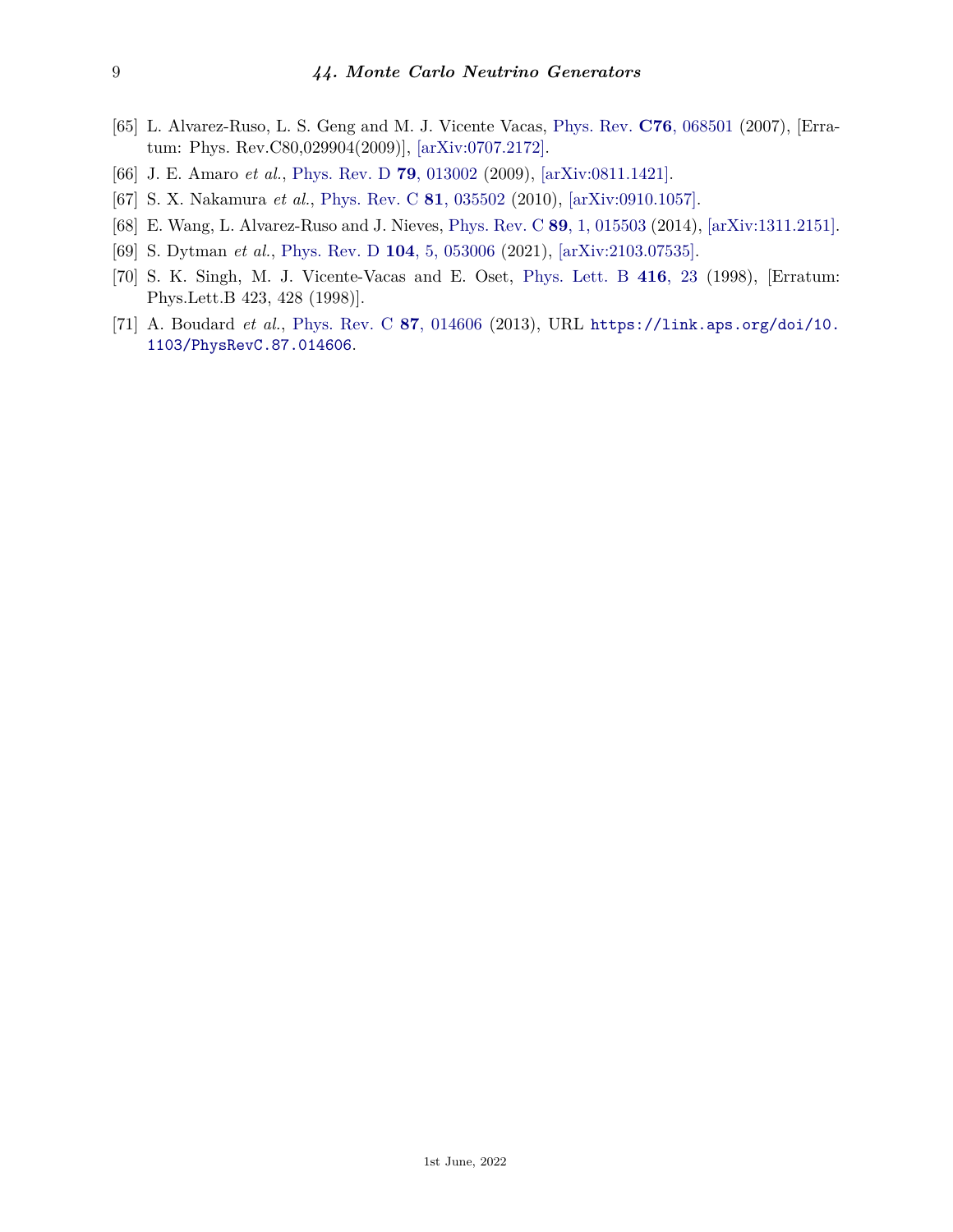[65] L. Alvarez-Ruso, L. S. Geng and M. J. Vicente Vacas, Phys. Rev. **C76**, 068501 (2007), [Erratum: Phys. Rev.C80,029904(2009)], [arXiv:0707.2172].

[66] J. E. Amaro *et al.*, Phys. Rev. D **79**, 013002 (2009), [arXiv:0811.1421].

[67] S. X. Nakamura *et al.*, Phys. Rev. C **81**, 035502 (2010), [arXiv:0910.1057].

[68] E. Wang, L. Alvarez-Ruso and J. Nieves, Phys. Rev. C **89**, 1, 015503 (2014), [arXiv:1311.2151].

[69] S. Dytman *et al.*, Phys. Rev. D **104**, 5, 053006 (2021), [arXiv:2103.07535].

[70] S. K. Singh, M. J. Vicente-Vacas and E. Oset, Phys. Lett. B **416**, 23 (1998), [Erratum: Phys.Lett.B 423, 428 (1998)].

[71] A. Boudard *et al.*, Phys. Rev. C **87**, 014606 (2013), URL `https://link.aps.org/doi/10.1103/PhysRevC.87.014606`.